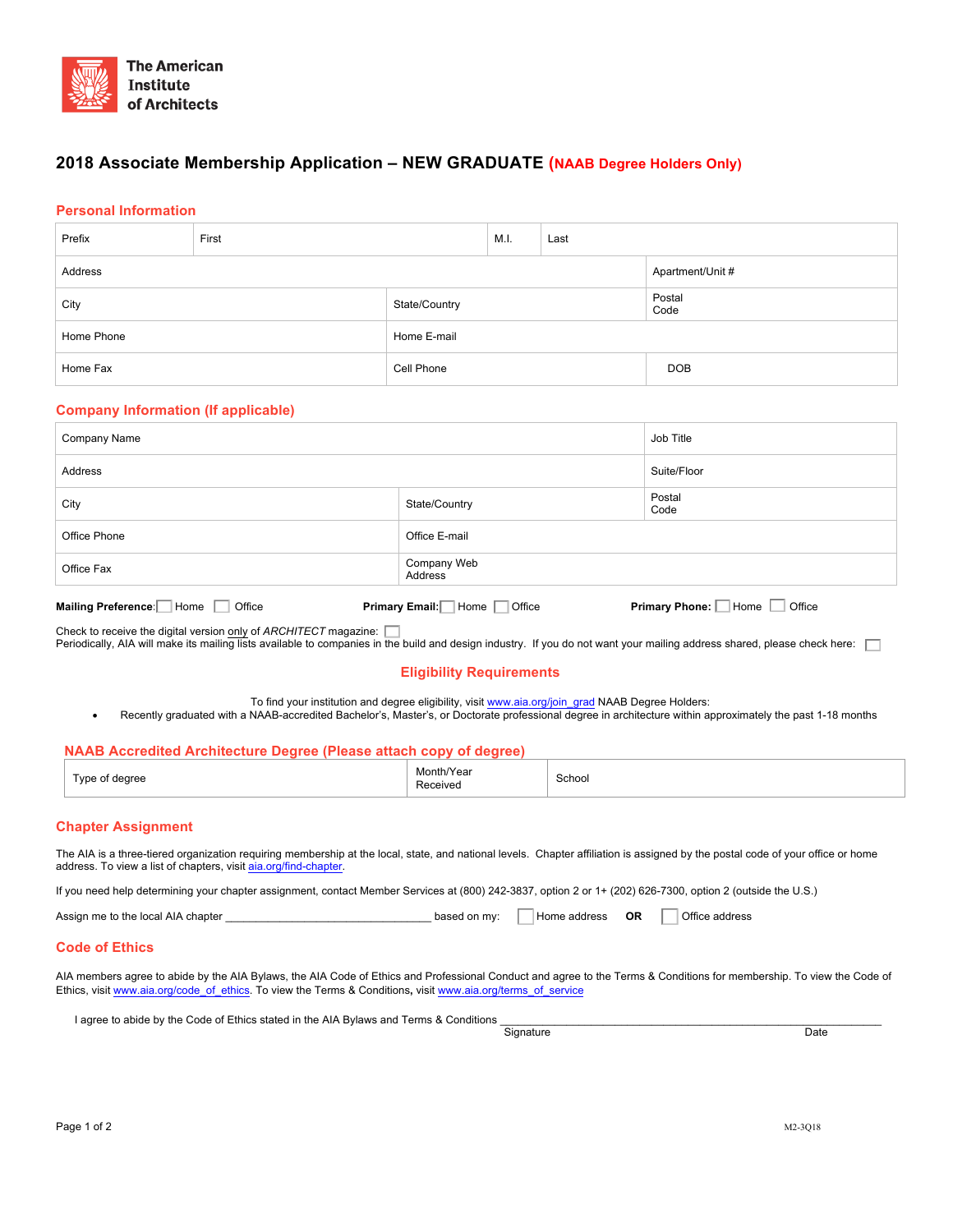The American Institute of Architects

# 2018 Associate Membership Application – NEW GRADUATE (NAAB Degree Holders Only)

## Personal Information

| Prefix | First | M.I. | Last |
|---|---|---|---|
| Address | | | Apartment/Unit # |
| City | State/Country | | Postal Code |
| Home Phone | Home E-mail | | |
| Home Fax | Cell Phone | | DOB |

## Company Information (If applicable)

| Company Name | | Job Title |
|---|---|---|
| Address | | Suite/Floor |
| City | State/Country | Postal Code |
| Office Phone | Office E-mail | |
| Office Fax | Company Web Address | |

**Mailing Preference:** ☐ Home ☐ Office **Primary Email:** ☐ Home ☐ Office **Primary Phone:** ☐ Home ☐ Office

Check to receive the digital version only of *ARCHITECT* magazine: ☐

Periodically, AIA will make its mailing lists available to companies in the build and design industry. If you do not want your mailing address shared, please check here: ☐

## Eligibility Requirements

To find your institution and degree eligibility, visit www.aia.org/join_grad NAAB Degree Holders:

- Recently graduated with a NAAB-accredited Bachelor's, Master's, or Doctorate professional degree in architecture within approximately the past 1-18 months

## NAAB Accredited Architecture Degree (Please attach copy of degree)

| Type of degree | Month/Year Received | School |
|---|---|---|

## Chapter Assignment

The AIA is a three-tiered organization requiring membership at the local, state, and national levels. Chapter affiliation is assigned by the postal code of your office or home address. To view a list of chapters, visit aia.org/find-chapter.

If you need help determining your chapter assignment, contact Member Services at (800) 242-3837, option 2 or 1+ (202) 626-7300, option 2 (outside the U.S.)

Assign me to the local AIA chapter ________________________________ based on my: ☐ Home address **OR** ☐ Office address

## Code of Ethics

AIA members agree to abide by the AIA Bylaws, the AIA Code of Ethics and Professional Conduct and agree to the Terms & Conditions for membership. To view the Code of Ethics, visit www.aia.org/code_of_ethics. To view the Terms & Conditions, visit www.aia.org/terms_of_service

I agree to abide by the Code of Ethics stated in the AIA Bylaws and Terms & Conditions ______________________________________________

Signature Date

M2-3Q18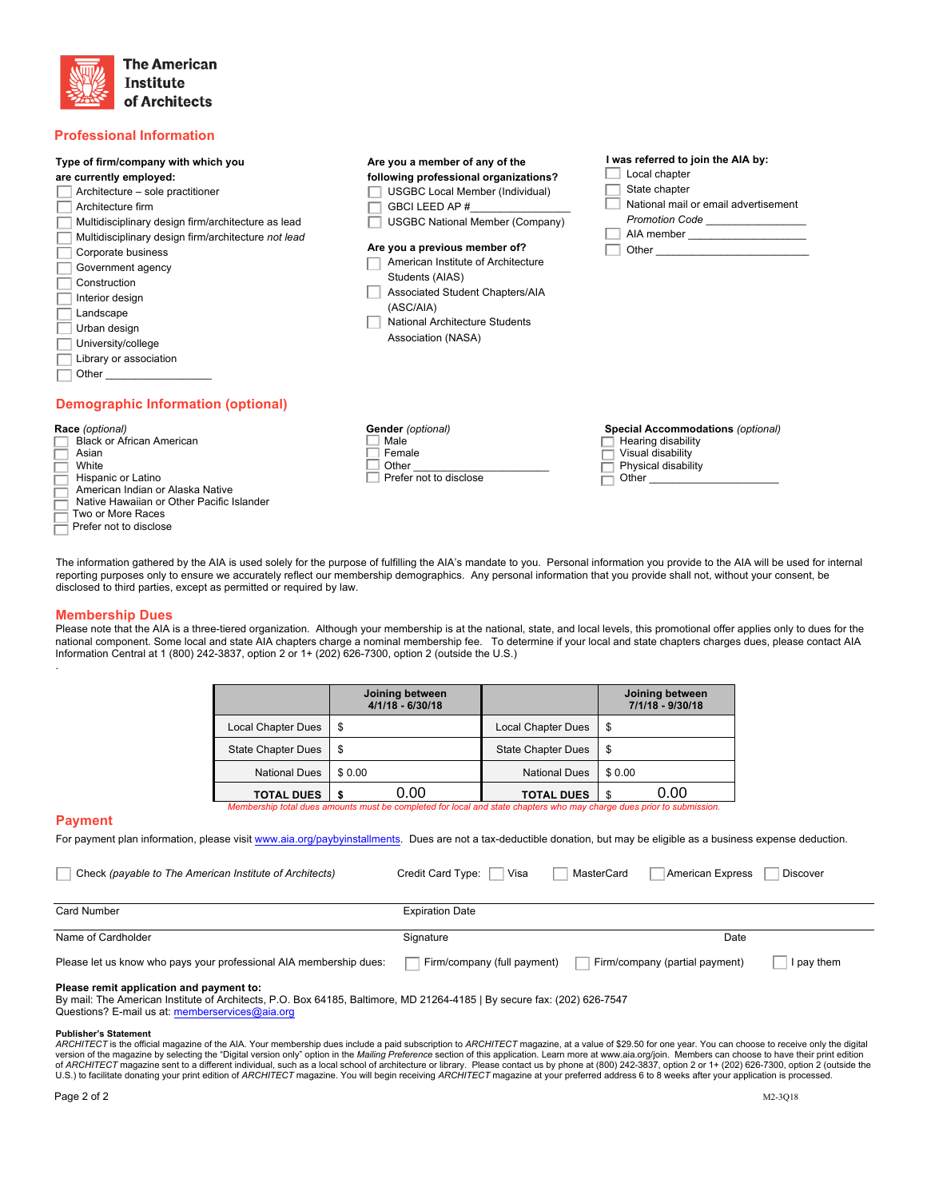The American Institute of Architects

## Professional Information

**Type of firm/company with which you are currently employed:**

- ☐ Architecture – sole practitioner
- ☐ Architecture firm
- ☐ Multidisciplinary design firm/architecture as lead
- ☐ Multidisciplinary design firm/architecture *not lead*
- ☐ Corporate business
- ☐ Government agency
- ☐ Construction
- ☐ Interior design
- ☐ Landscape
- ☐ Urban design
- ☐ University/college
- ☐ Library or association
- ☐ Other ________________

**Are you a member of any of the following professional organizations?**

- ☐ USGBC Local Member (Individual)
- ☐ GBCI LEED AP #________________
- ☐ USGBC National Member (Company)

**Are you a previous member of?**

- ☐ American Institute of Architecture Students (AIAS)
- ☐ Associated Student Chapters/AIA (ASC/AIA)
- ☐ National Architecture Students Association (NASA)

**I was referred to join the AIA by:**

- ☐ Local chapter
- ☐ State chapter
- ☐ National mail or email advertisement
  *Promotion Code* ________________
- ☐ AIA member ________________
- ☐ Other ________________________

## Demographic Information (optional)

**Race** *(optional)*

- ☐ Black or African American
- ☐ Asian
- ☐ White
- ☐ Hispanic or Latino
- ☐ American Indian or Alaska Native
- ☐ Native Hawaiian or Other Pacific Islander
- ☐ Two or More Races
- ☐ Prefer not to disclose

**Gender** *(optional)*

- ☐ Male
- ☐ Female
- ☐ Other ____________________
- ☐ Prefer not to disclose

**Special Accommodations** *(optional)*

- ☐ Hearing disability
- ☐ Visual disability
- ☐ Physical disability
- ☐ Other ____________________

The information gathered by the AIA is used solely for the purpose of fulfilling the AIA's mandate to you. Personal information you provide to the AIA will be used for internal reporting purposes only to ensure we accurately reflect our membership demographics. Any personal information that you provide shall not, without your consent, be disclosed to third parties, except as permitted or required by law.

## Membership Dues

Please note that the AIA is a three-tiered organization. Although your membership is at the national, state, and local levels, this promotional offer applies only to dues for the national component. Some local and state AIA chapters charge a nominal membership fee. To determine if your local and state chapters charges dues, please contact AIA Information Central at 1 (800) 242-3837, option 2 or 1+ (202) 626-7300, option 2 (outside the U.S.)

| | Joining between 4/1/18 - 6/30/18 | | Joining between 7/1/18 - 9/30/18 |
|---|---|---|---|
| Local Chapter Dues | $ | Local Chapter Dues | $ |
| State Chapter Dues | $ | State Chapter Dues | $ |
| National Dues | $ 0.00 | National Dues | $ 0.00 |
| **TOTAL DUES** | **$** 0.00 | **TOTAL DUES** | $ 0.00 |

*Membership total dues amounts must be completed for local and state chapters who may charge dues prior to submission.*

## Payment

For payment plan information, please visit www.aia.org/paybyinstallments. Dues are not a tax-deductible donation, but may be eligible as a business expense deduction.

☐ Check *(payable to The American Institute of Architects)*

Credit Card Type: ☐ Visa ☐ MasterCard ☐ American Express ☐ Discover

Card Number _______________ Expiration Date _______________

Name of Cardholder _______________ Signature _______________ Date _______________

Please let us know who pays your professional AIA membership dues: ☐ Firm/company (full payment) ☐ Firm/company (partial payment) ☐ I pay them

**Please remit application and payment to:**
By mail: The American Institute of Architects, P.O. Box 64185, Baltimore, MD 21264-4185 | By secure fax: (202) 626-7547
Questions? E-mail us at: memberservices@aia.org

**Publisher's Statement**
*ARCHITECT* is the official magazine of the AIA. Your membership dues include a paid subscription to *ARCHITECT* magazine, at a value of $29.50 for one year. You can choose to receive only the digital version of the magazine by selecting the "Digital version only" option in the *Mailing Preference* section of this application. Learn more at www.aia.org/join. Members can choose to have their print edition of *ARCHITECT* magazine sent to a different individual, such as a local school of architecture or library. Please contact us by phone at (800) 242-3837, option 2 or 1+ (202) 626-7300, option 2 (outside the U.S.) to facilitate donating your print edition of *ARCHITECT* magazine. You will begin receiving *ARCHITECT* magazine at your preferred address 6 to 8 weeks after your application is processed.

M2-3Q18